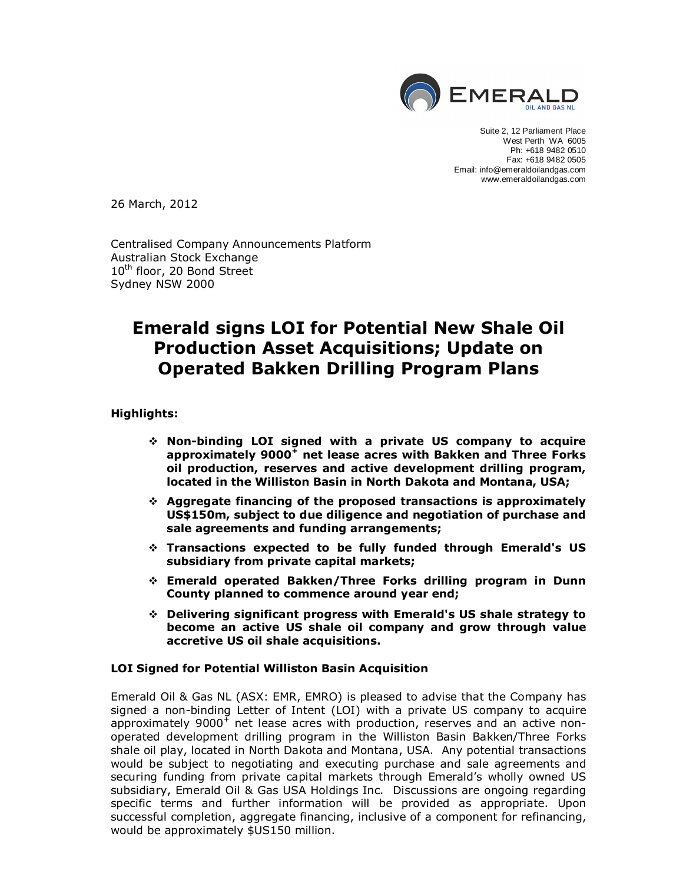EMERALD
OIL AND GAS NL

Suite 2, 12 Parliament Place
West Perth WA 6005
Ph: +618 9482 0510
Fax: +618 9482 0505
Email: info@emeraldoilandgas.com
www.emeraldoilandgas.com

26 March, 2012

Centralised Company Announcements Platform
Australian Stock Exchange
10th floor, 20 Bond Street
Sydney NSW 2000

# Emerald signs LOI for Potential New Shale Oil Production Asset Acquisitions; Update on Operated Bakken Drilling Program Plans

**Highlights:**

- **Non-binding LOI signed with a private US company to acquire approximately $9000^{+}$ net lease acres with Bakken and Three Forks oil production, reserves and active development drilling program, located in the Williston Basin in North Dakota and Montana, USA;**
- **Aggregate financing of the proposed transactions is approximately US$150m, subject to due diligence and negotiation of purchase and sale agreements and funding arrangements;**
- **Transactions expected to be fully funded through Emerald's US subsidiary from private capital markets;**
- **Emerald operated Bakken/Three Forks drilling program in Dunn County planned to commence around year end;**
- **Delivering significant progress with Emerald's US shale strategy to become an active US shale oil company and grow through value accretive US oil shale acquisitions.**

**LOI Signed for Potential Williston Basin Acquisition**

Emerald Oil & Gas NL (ASX: EMR, EMRO) is pleased to advise that the Company has signed a non-binding Letter of Intent (LOI) with a private US company to acquire approximately $9000^{+}$ net lease acres with production, reserves and an active non-operated development drilling program in the Williston Basin Bakken/Three Forks shale oil play, located in North Dakota and Montana, USA. Any potential transactions would be subject to negotiating and executing purchase and sale agreements and securing funding from private capital markets through Emerald's wholly owned US subsidiary, Emerald Oil & Gas USA Holdings Inc. Discussions are ongoing regarding specific terms and further information will be provided as appropriate. Upon successful completion, aggregate financing, inclusive of a component for refinancing, would be approximately $US150 million.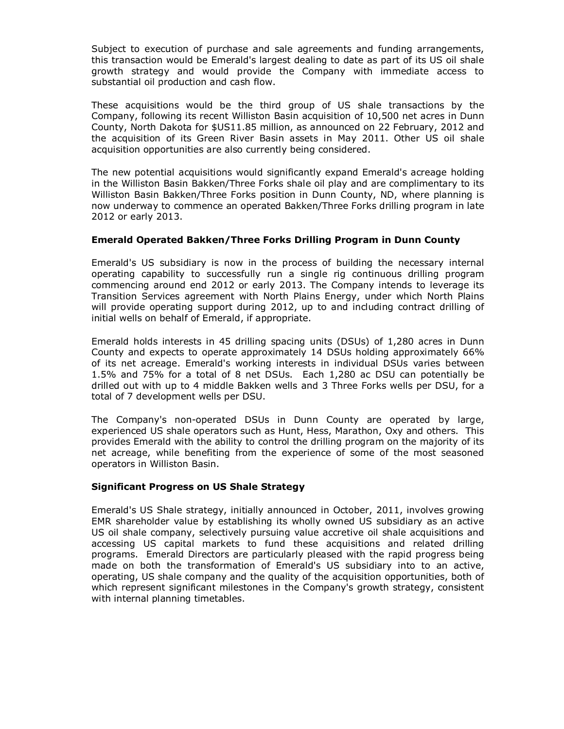Subject to execution of purchase and sale agreements and funding arrangements, this transaction would be Emerald's largest dealing to date as part of its US oil shale growth strategy and would provide the Company with immediate access to substantial oil production and cash flow.

These acquisitions would be the third group of US shale transactions by the Company, following its recent Williston Basin acquisition of 10,500 net acres in Dunn County, North Dakota for $US11.85 million, as announced on 22 February, 2012 and the acquisition of its Green River Basin assets in May 2011. Other US oil shale acquisition opportunities are also currently being considered.

The new potential acquisitions would significantly expand Emerald's acreage holding in the Williston Basin Bakken/Three Forks shale oil play and are complimentary to its Williston Basin Bakken/Three Forks position in Dunn County, ND, where planning is now underway to commence an operated Bakken/Three Forks drilling program in late 2012 or early 2013.

**Emerald Operated Bakken/Three Forks Drilling Program in Dunn County**

Emerald's US subsidiary is now in the process of building the necessary internal operating capability to successfully run a single rig continuous drilling program commencing around end 2012 or early 2013. The Company intends to leverage its Transition Services agreement with North Plains Energy, under which North Plains will provide operating support during 2012, up to and including contract drilling of initial wells on behalf of Emerald, if appropriate.

Emerald holds interests in 45 drilling spacing units (DSUs) of 1,280 acres in Dunn County and expects to operate approximately 14 DSUs holding approximately 66% of its net acreage. Emerald's working interests in individual DSUs varies between 1.5% and 75% for a total of 8 net DSUs. Each 1,280 ac DSU can potentially be drilled out with up to 4 middle Bakken wells and 3 Three Forks wells per DSU, for a total of 7 development wells per DSU.

The Company's non-operated DSUs in Dunn County are operated by large, experienced US shale operators such as Hunt, Hess, Marathon, Oxy and others. This provides Emerald with the ability to control the drilling program on the majority of its net acreage, while benefiting from the experience of some of the most seasoned operators in Williston Basin.

**Significant Progress on US Shale Strategy**

Emerald's US Shale strategy, initially announced in October, 2011, involves growing EMR shareholder value by establishing its wholly owned US subsidiary as an active US oil shale company, selectively pursuing value accretive oil shale acquisitions and accessing US capital markets to fund these acquisitions and related drilling programs. Emerald Directors are particularly pleased with the rapid progress being made on both the transformation of Emerald's US subsidiary into to an active, operating, US shale company and the quality of the acquisition opportunities, both of which represent significant milestones in the Company's growth strategy, consistent with internal planning timetables.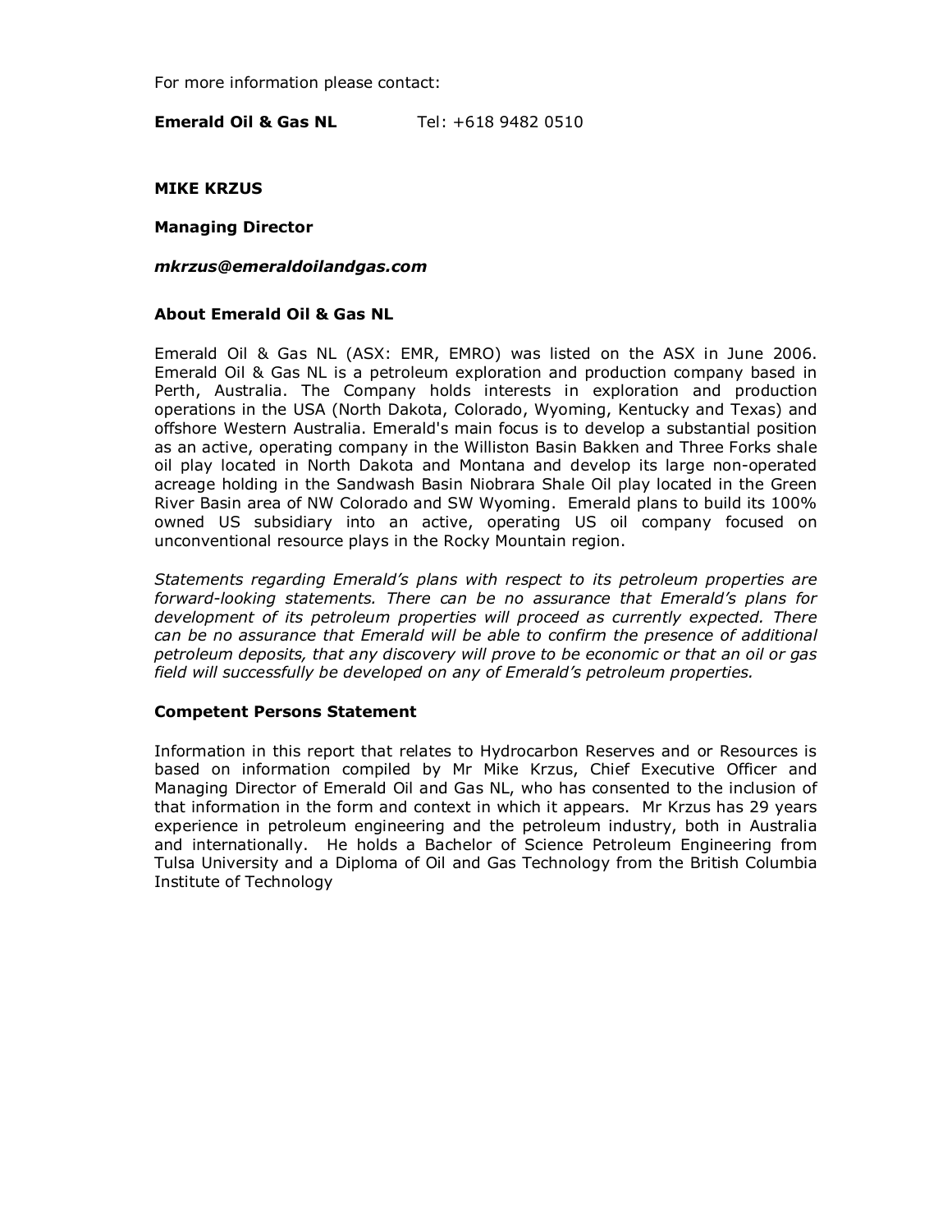For more information please contact:

**Emerald Oil & Gas NL** Tel: +618 9482 0510

**MIKE KRZUS**

**Managing Director**

***mkrzus@emeraldoilandgas.com***

### About Emerald Oil & Gas NL

Emerald Oil & Gas NL (ASX: EMR, EMRO) was listed on the ASX in June 2006. Emerald Oil & Gas NL is a petroleum exploration and production company based in Perth, Australia. The Company holds interests in exploration and production operations in the USA (North Dakota, Colorado, Wyoming, Kentucky and Texas) and offshore Western Australia. Emerald's main focus is to develop a substantial position as an active, operating company in the Williston Basin Bakken and Three Forks shale oil play located in North Dakota and Montana and develop its large non-operated acreage holding in the Sandwash Basin Niobrara Shale Oil play located in the Green River Basin area of NW Colorado and SW Wyoming. Emerald plans to build its 100% owned US subsidiary into an active, operating US oil company focused on unconventional resource plays in the Rocky Mountain region.

*Statements regarding Emerald's plans with respect to its petroleum properties are forward-looking statements. There can be no assurance that Emerald's plans for development of its petroleum properties will proceed as currently expected. There can be no assurance that Emerald will be able to confirm the presence of additional petroleum deposits, that any discovery will prove to be economic or that an oil or gas field will successfully be developed on any of Emerald's petroleum properties.*

### Competent Persons Statement

Information in this report that relates to Hydrocarbon Reserves and or Resources is based on information compiled by Mr Mike Krzus, Chief Executive Officer and Managing Director of Emerald Oil and Gas NL, who has consented to the inclusion of that information in the form and context in which it appears. Mr Krzus has 29 years experience in petroleum engineering and the petroleum industry, both in Australia and internationally. He holds a Bachelor of Science Petroleum Engineering from Tulsa University and a Diploma of Oil and Gas Technology from the British Columbia Institute of Technology